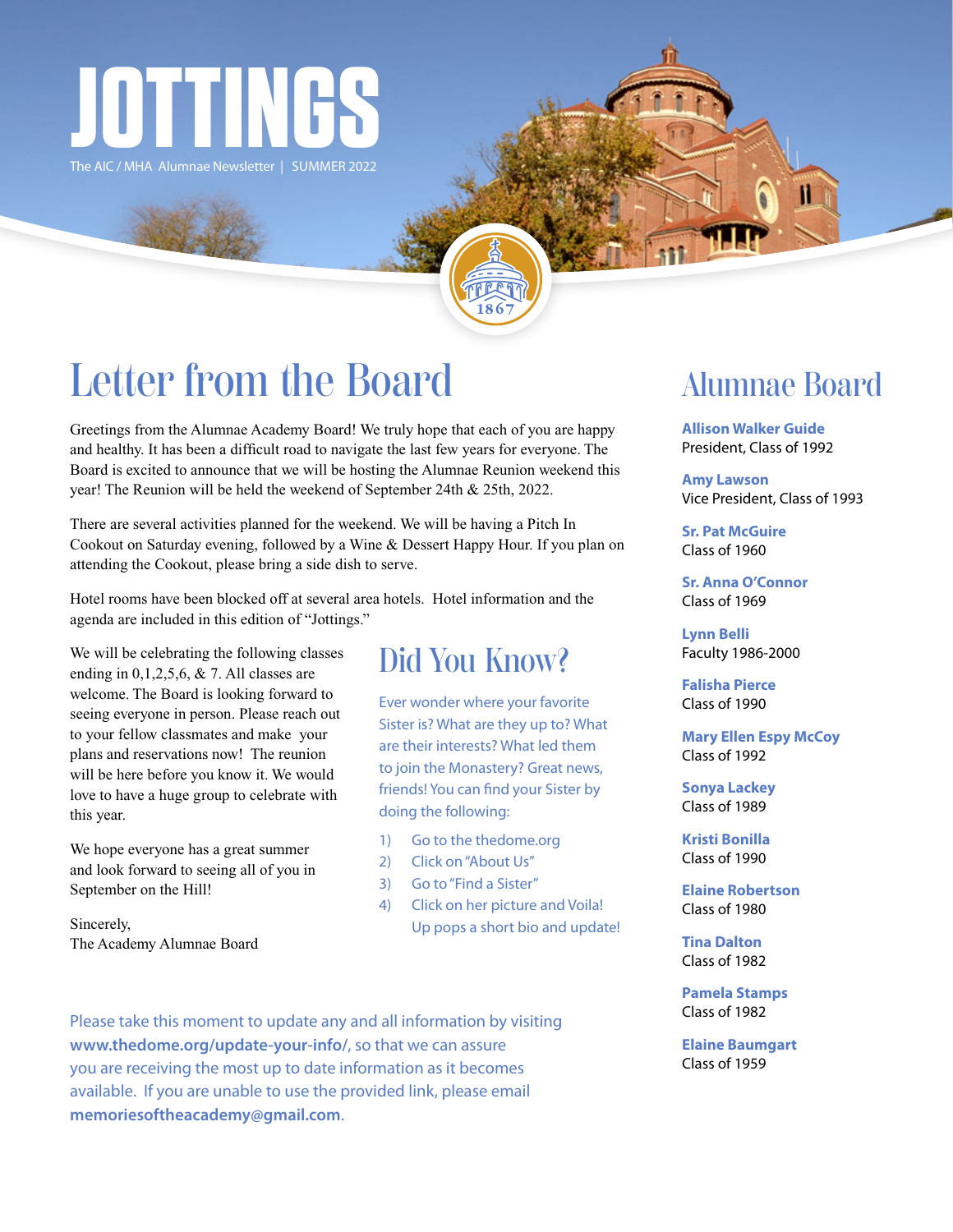# JOTTINGS

The AIC / MHA Alumnae Newsletter | SUMMER 2022

## Letter from the Board

Greetings from the Alumnae Academy Board! We truly hope that each of you are happy and healthy. It has been a difficult road to navigate the last few years for everyone. The Board is excited to announce that we will be hosting the Alumnae Reunion weekend this year! The Reunion will be held the weekend of September 24th & 25th, 2022.

There are several activities planned for the weekend. We will be having a Pitch In Cookout on Saturday evening, followed by a Wine & Dessert Happy Hour. If you plan on attending the Cookout, please bring a side dish to serve.

Hotel rooms have been blocked off at several area hotels. Hotel information and the agenda are included in this edition of "Jottings."

We will be celebrating the following classes ending in 0,1,2,5,6, & 7. All classes are welcome. The Board is looking forward to seeing everyone in person. Please reach out to your fellow classmates and make your plans and reservations now! The reunion will be here before you know it. We would love to have a huge group to celebrate with this year.

We hope everyone has a great summer and look forward to seeing all of you in September on the Hill!

Sincerely,
The Academy Alumnae Board

## Did You Know?

Ever wonder where your favorite Sister is? What are they up to? What are their interests? What led them to join the Monastery? Great news, friends! You can find your Sister by doing the following:

1) Go to the thedome.org
2) Click on "About Us"
3) Go to "Find a Sister"
4) Click on her picture and Voila! Up pops a short bio and update!

Please take this moment to update any and all information by visiting **www.thedome.org/update-your-info/**, so that we can assure you are receiving the most up to date information as it becomes available. If you are unable to use the provided link, please email **memoriesoftheacademy@gmail.com**.

## Alumnae Board

**Allison Walker Guide**
President, Class of 1992

**Amy Lawson**
Vice President, Class of 1993

**Sr. Pat McGuire**
Class of 1960

**Sr. Anna O'Connor**
Class of 1969

**Lynn Belli**
Faculty 1986-2000

**Falisha Pierce**
Class of 1990

**Mary Ellen Espy McCoy**
Class of 1992

**Sonya Lackey**
Class of 1989

**Kristi Bonilla**
Class of 1990

**Elaine Robertson**
Class of 1980

**Tina Dalton**
Class of 1982

**Pamela Stamps**
Class of 1982

**Elaine Baumgart**
Class of 1959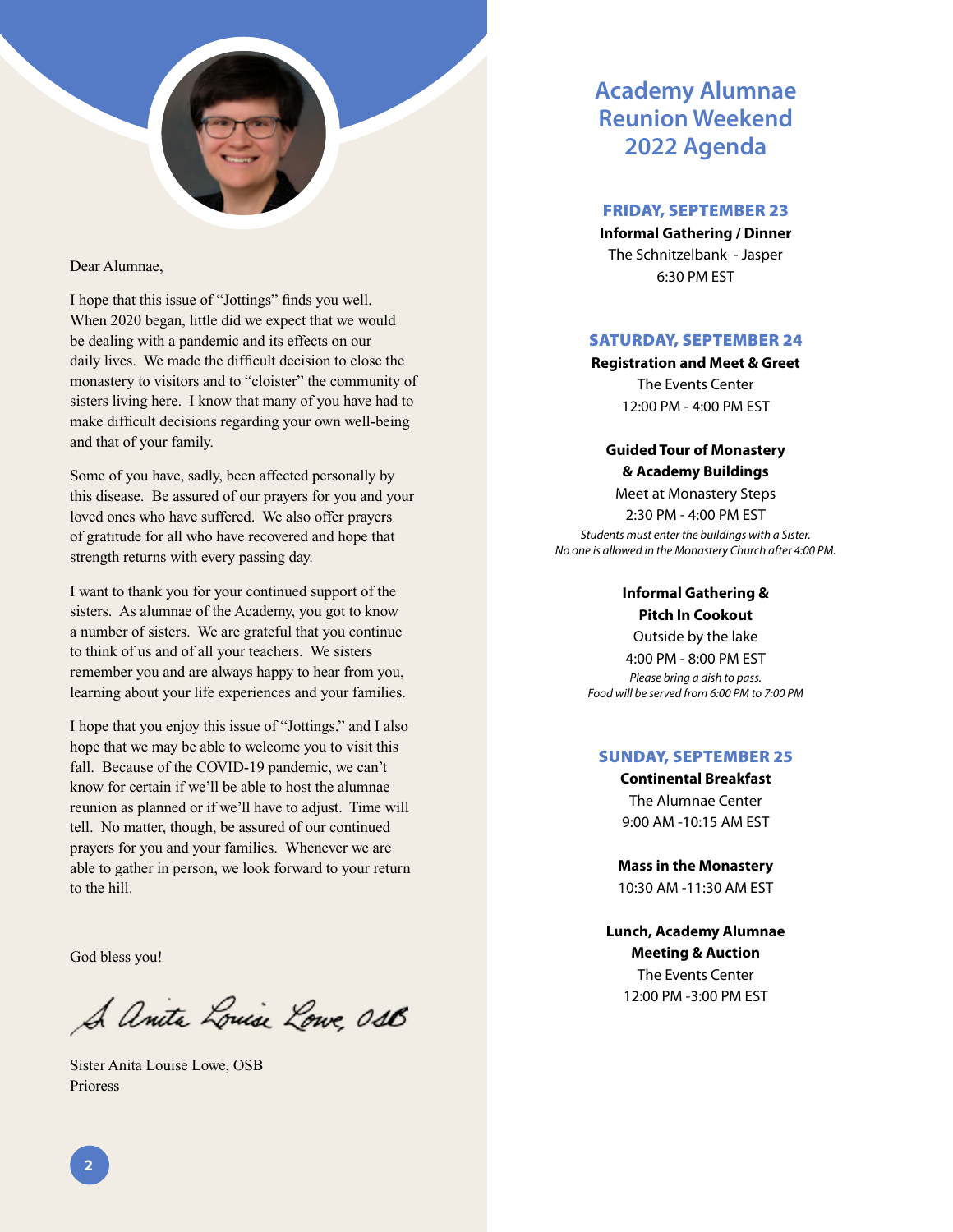Dear Alumnae,

I hope that this issue of "Jottings" finds you well. When 2020 began, little did we expect that we would be dealing with a pandemic and its effects on our daily lives. We made the difficult decision to close the monastery to visitors and to "cloister" the community of sisters living here. I know that many of you have had to make difficult decisions regarding your own well-being and that of your family.

Some of you have, sadly, been affected personally by this disease. Be assured of our prayers for you and your loved ones who have suffered. We also offer prayers of gratitude for all who have recovered and hope that strength returns with every passing day.

I want to thank you for your continued support of the sisters. As alumnae of the Academy, you got to know a number of sisters. We are grateful that you continue to think of us and of all your teachers. We sisters remember you and are always happy to hear from you, learning about your life experiences and your families.

I hope that you enjoy this issue of "Jottings," and I also hope that we may be able to welcome you to visit this fall. Because of the COVID-19 pandemic, we can't know for certain if we'll be able to host the alumnae reunion as planned or if we'll have to adjust. Time will tell. No matter, though, be assured of our continued prayers for you and your families. Whenever we are able to gather in person, we look forward to your return to the hill.

God bless you!

S. Anita Louise Lowe, OSB

Sister Anita Louise Lowe, OSB
Prioress

# Academy Alumnae Reunion Weekend 2022 Agenda

## FRIDAY, SEPTEMBER 23

**Informal Gathering / Dinner**
The Schnitzelbank - Jasper
6:30 PM EST

## SATURDAY, SEPTEMBER 24

**Registration and Meet & Greet**
The Events Center
12:00 PM - 4:00 PM EST

**Guided Tour of Monastery & Academy Buildings**
Meet at Monastery Steps
2:30 PM - 4:00 PM EST
*Students must enter the buildings with a Sister.*
*No one is allowed in the Monastery Church after 4:00 PM.*

**Informal Gathering & Pitch In Cookout**
Outside by the lake
4:00 PM - 8:00 PM EST
*Please bring a dish to pass.*
*Food will be served from 6:00 PM to 7:00 PM*

## SUNDAY, SEPTEMBER 25

**Continental Breakfast**
The Alumnae Center
9:00 AM -10:15 AM EST

**Mass in the Monastery**
10:30 AM -11:30 AM EST

**Lunch, Academy Alumnae Meeting & Auction**
The Events Center
12:00 PM -3:00 PM EST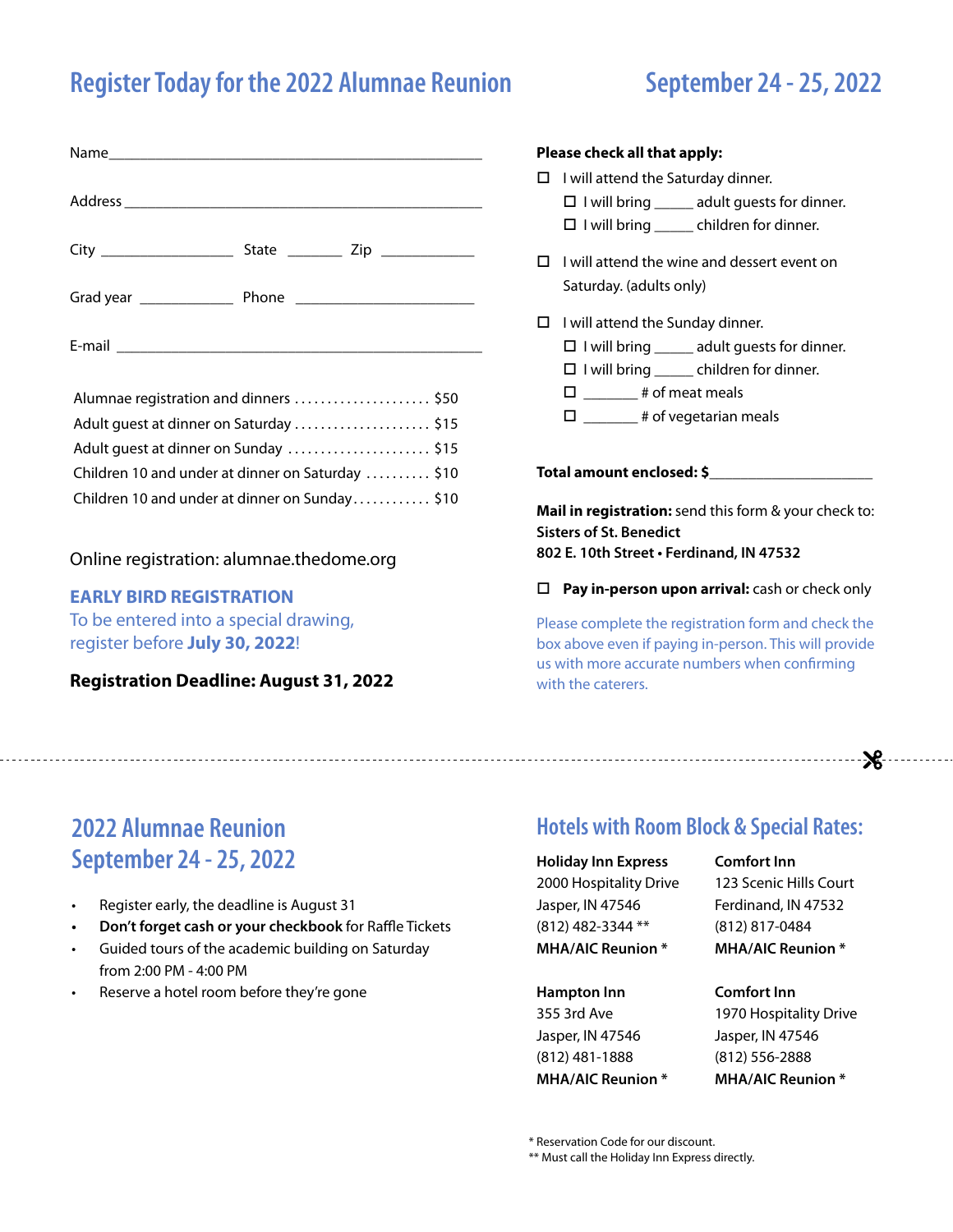# Register Today for the 2022 Alumnae Reunion

## September 24 - 25, 2022

Name_______________________________________________

Address _____________________________________________

City _______________ State _______ Zip ___________

Grad year ___________ Phone _____________________

E-mail ______________________________________________

| | |
|---|---|
| Alumnae registration and dinners | $50 |
| Adult guest at dinner on Saturday | $15 |
| Adult guest at dinner on Sunday | $15 |
| Children 10 and under at dinner on Saturday | $10 |
| Children 10 and under at dinner on Sunday | $10 |

Online registration: alumnae.thedome.org

**EARLY BIRD REGISTRATION**
To be entered into a special drawing, register before **July 30, 2022**!

**Registration Deadline: August 31, 2022**

**Please check all that apply:**

- ☐ I will attend the Saturday dinner.
  - ☐ I will bring _____ adult guests for dinner.
  - ☐ I will bring _____ children for dinner.
- ☐ I will attend the wine and dessert event on Saturday. (adults only)
- ☐ I will attend the Sunday dinner.
  - ☐ I will bring _____ adult guests for dinner.
  - ☐ I will bring _____ children for dinner.
  - ☐ _______ # of meat meals
  - ☐ _______ # of vegetarian meals

**Total amount enclosed: $**____________________

**Mail in registration:** send this form & your check to:
**Sisters of St. Benedict**
**802 E. 10th Street • Ferdinand, IN 47532**

☐ **Pay in-person upon arrival:** cash or check only

Please complete the registration form and check the box above even if paying in-person. This will provide us with more accurate numbers when confirming with the caterers.

---

## 2022 Alumnae Reunion September 24 - 25, 2022

- Register early, the deadline is August 31
- **Don't forget cash or your checkbook** for Raffle Tickets
- Guided tours of the academic building on Saturday from 2:00 PM - 4:00 PM
- Reserve a hotel room before they're gone

## Hotels with Room Block & Special Rates:

**Holiday Inn Express**
2000 Hospitality Drive
Jasper, IN 47546
(812) 482-3344 **
**MHA/AIC Reunion ***

**Comfort Inn**
123 Scenic Hills Court
Ferdinand, IN 47532
(812) 817-0484
**MHA/AIC Reunion ***

**Hampton Inn**
355 3rd Ave
Jasper, IN 47546
(812) 481-1888
**MHA/AIC Reunion ***

**Comfort Inn**
1970 Hospitality Drive
Jasper, IN 47546
(812) 556-2888
**MHA/AIC Reunion ***

* Reservation Code for our discount.
** Must call the Holiday Inn Express directly.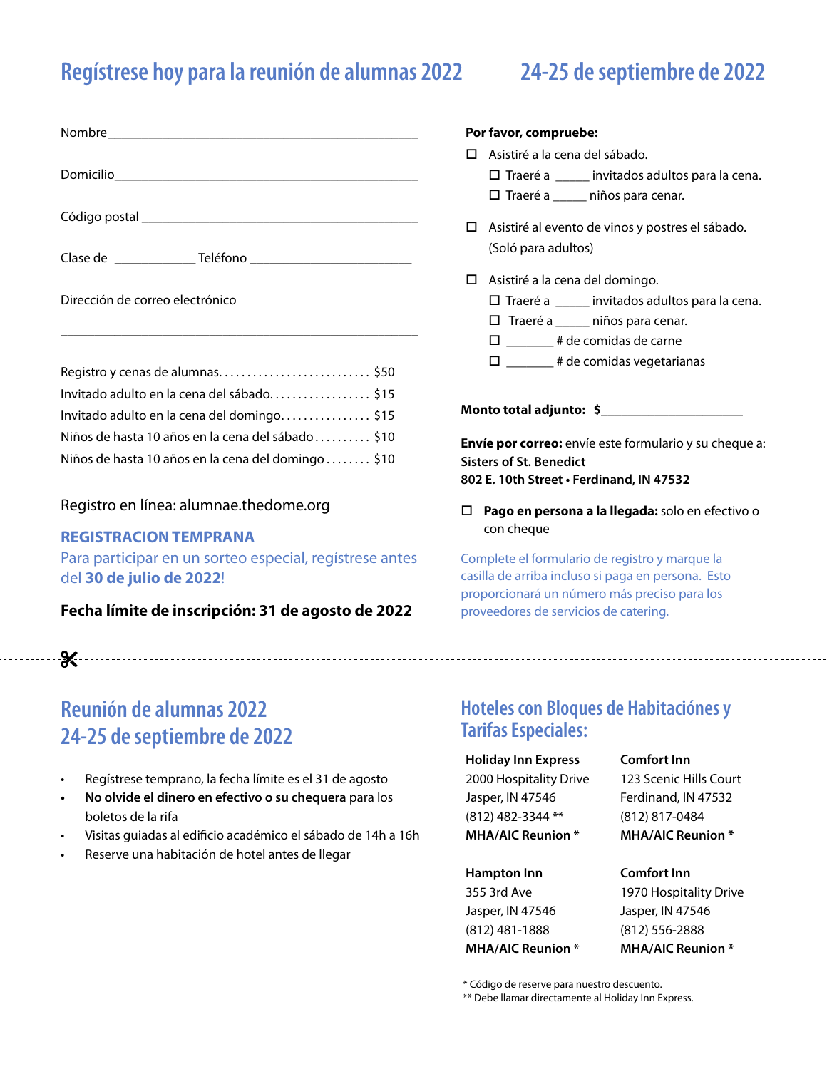## Regístrese hoy para la reunión de alumnas 2022 — 24-25 de septiembre de 2022

Nombre________________________________________________

Domicilio______________________________________________

Código postal __________________________________________

Clase de ____________ Teléfono ________________________

Dirección de correo electrónico

_______________________________________________________

| | |
|---|---|
| Registro y cenas de alumnas | $50 |
| Invitado adulto en la cena del sábado | $15 |
| Invitado adulto en la cena del domingo | $15 |
| Niños de hasta 10 años en la cena del sábado | $10 |
| Niños de hasta 10 años en la cena del domingo | $10 |

Registro en línea: alumnae.thedome.org

**REGISTRACION TEMPRANA**

Para participar en un sorteo especial, regístrese antes del **30 de julio de 2022**!

**Fecha límite de inscripción: 31 de agosto de 2022**

**Por favor, compruebe:**

- ☐ Asistiré a la cena del sábado.
  - ☐ Traeré a _____ invitados adultos para la cena.
  - ☐ Traeré a _____ niños para cenar.
- ☐ Asistiré al evento de vinos y postres el sábado. (Soló para adultos)
- ☐ Asistiré a la cena del domingo.
  - ☐ Traeré a _____ invitados adultos para la cena.
  - ☐ Traeré a _____ niños para cenar.
  - ☐ _______ # de comidas de carne
  - ☐ _______ # de comidas vegetarianas

**Monto total adjunto: $**____________________

**Envíe por correo:** envíe este formulario y su cheque a:
**Sisters of St. Benedict**
**802 E. 10th Street • Ferdinand, IN 47532**

☐ **Pago en persona a la llegada:** solo en efectivo o con cheque

Complete el formulario de registro y marque la casilla de arriba incluso si paga en persona. Esto proporcionará un número más preciso para los proveedores de servicios de catering.

---

## Reunión de alumnas 2022
## 24-25 de septiembre de 2022

- Regístrese temprano, la fecha límite es el 31 de agosto
- **No olvide el dinero en efectivo o su chequera** para los boletos de la rifa
- Visitas guiadas al edificio académico el sábado de 14h a 16h
- Reserve una habitación de hotel antes de llegar

## Hoteles con Bloques de Habitaciónes y Tarifas Especiales:

**Holiday Inn Express**
2000 Hospitality Drive
Jasper, IN 47546
(812) 482-3344 **
**MHA/AIC Reunion ***

**Comfort Inn**
123 Scenic Hills Court
Ferdinand, IN 47532
(812) 817-0484
**MHA/AIC Reunion ***

**Hampton Inn**
355 3rd Ave
Jasper, IN 47546
(812) 481-1888
**MHA/AIC Reunion ***

**Comfort Inn**
1970 Hospitality Drive
Jasper, IN 47546
(812) 556-2888
**MHA/AIC Reunion ***

\* Código de reserve para nuestro descuento.
\** Debe llamar directamente al Holiday Inn Express.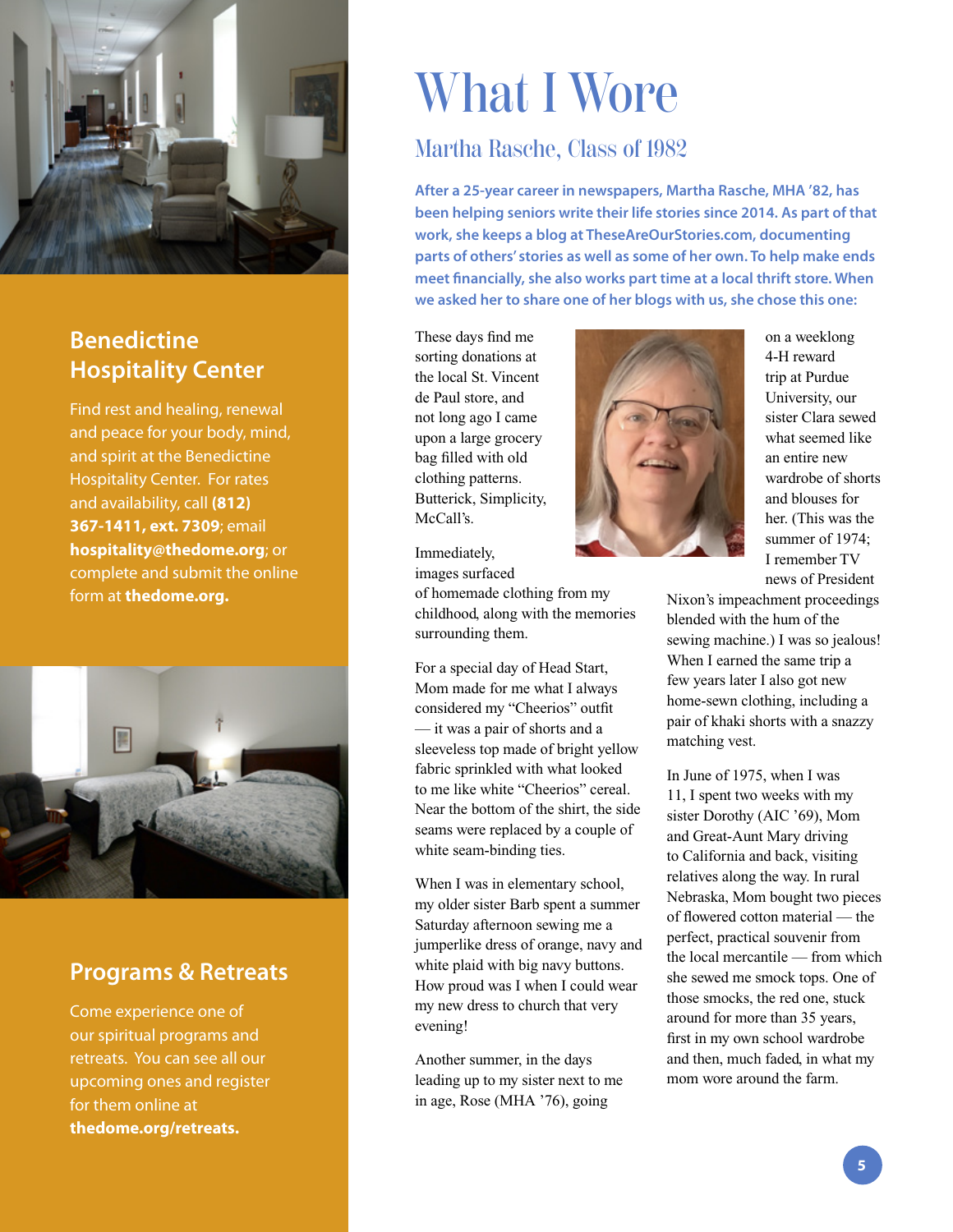## Benedictine Hospitality Center

Find rest and healing, renewal and peace for your body, mind, and spirit at the Benedictine Hospitality Center. For rates and availability, call **(812) 367-1411, ext. 7309**; email **hospitality@thedome.org**; or complete and submit the online form at **thedome.org.**

## Programs & Retreats

Come experience one of our spiritual programs and retreats. You can see all our upcoming ones and register for them online at **thedome.org/retreats.**

# What I Wore

## Martha Rasche, Class of 1982

**After a 25-year career in newspapers, Martha Rasche, MHA '82, has been helping seniors write their life stories since 2014. As part of that work, she keeps a blog at TheseAreOurStories.com, documenting parts of others' stories as well as some of her own. To help make ends meet financially, she also works part time at a local thrift store. When we asked her to share one of her blogs with us, she chose this one:**

These days find me sorting donations at the local St. Vincent de Paul store, and not long ago I came upon a large grocery bag filled with old clothing patterns. Butterick, Simplicity, McCall's.

Immediately, images surfaced of homemade clothing from my childhood, along with the memories surrounding them.

For a special day of Head Start, Mom made for me what I always considered my "Cheerios" outfit — it was a pair of shorts and a sleeveless top made of bright yellow fabric sprinkled with what looked to me like white "Cheerios" cereal. Near the bottom of the shirt, the side seams were replaced by a couple of white seam-binding ties.

When I was in elementary school, my older sister Barb spent a summer Saturday afternoon sewing me a jumperlike dress of orange, navy and white plaid with big navy buttons. How proud was I when I could wear my new dress to church that very evening!

Another summer, in the days leading up to my sister next to me in age, Rose (MHA '76), going on a weeklong 4-H reward trip at Purdue University, our sister Clara sewed what seemed like an entire new wardrobe of shorts and blouses for her. (This was the summer of 1974; I remember TV news of President Nixon's impeachment proceedings blended with the hum of the sewing machine.) I was so jealous! When I earned the same trip a few years later I also got new home-sewn clothing, including a pair of khaki shorts with a snazzy matching vest.

In June of 1975, when I was 11, I spent two weeks with my sister Dorothy (AIC '69), Mom and Great-Aunt Mary driving to California and back, visiting relatives along the way. In rural Nebraska, Mom bought two pieces of flowered cotton material — the perfect, practical souvenir from the local mercantile — from which she sewed me smock tops. One of those smocks, the red one, stuck around for more than 35 years, first in my own school wardrobe and then, much faded, in what my mom wore around the farm.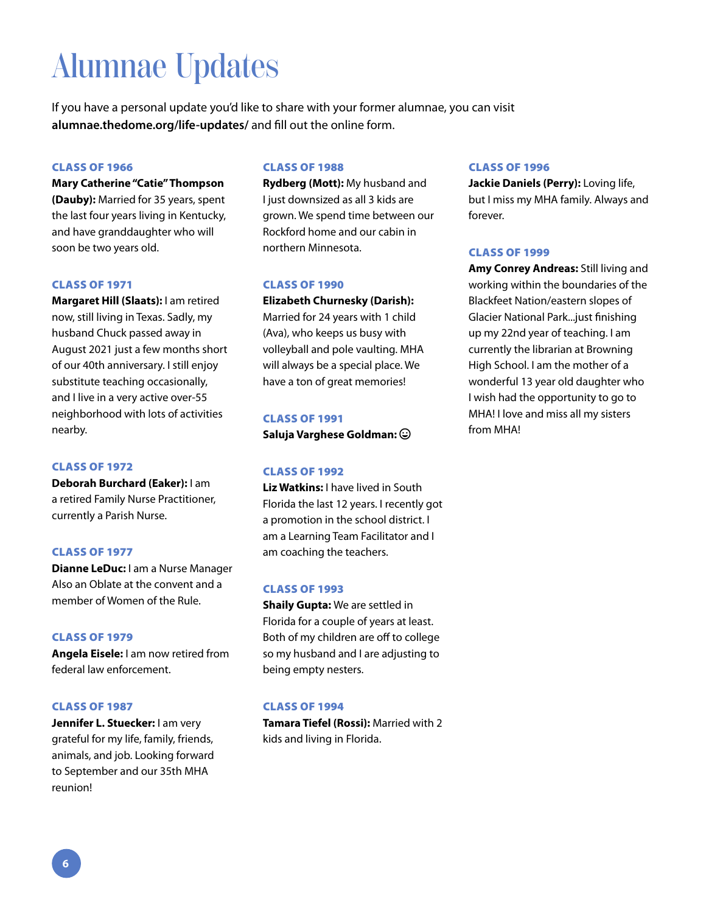# Alumnae Updates

If you have a personal update you'd like to share with your former alumnae, you can visit **alumnae.thedome.org/life-updates/** and fill out the online form.

### CLASS OF 1966

**Mary Catherine "Catie" Thompson (Dauby):** Married for 35 years, spent the last four years living in Kentucky, and have granddaughter who will soon be two years old.

### CLASS OF 1971

**Margaret Hill (Slaats):** I am retired now, still living in Texas. Sadly, my husband Chuck passed away in August 2021 just a few months short of our 40th anniversary. I still enjoy substitute teaching occasionally, and I live in a very active over-55 neighborhood with lots of activities nearby.

### CLASS OF 1972

**Deborah Burchard (Eaker):** I am a retired Family Nurse Practitioner, currently a Parish Nurse.

### CLASS OF 1977

**Dianne LeDuc:** I am a Nurse Manager Also an Oblate at the convent and a member of Women of the Rule.

### CLASS OF 1979

**Angela Eisele:** I am now retired from federal law enforcement.

### CLASS OF 1987

**Jennifer L. Stuecker:** I am very grateful for my life, family, friends, animals, and job. Looking forward to September and our 35th MHA reunion!

### CLASS OF 1988

**Rydberg (Mott):** My husband and I just downsized as all 3 kids are grown. We spend time between our Rockford home and our cabin in northern Minnesota.

### CLASS OF 1990

**Elizabeth Churnesky (Darish):** Married for 24 years with 1 child (Ava), who keeps us busy with volleyball and pole vaulting. MHA will always be a special place. We have a ton of great memories!

### CLASS OF 1991

**Saluja Varghese Goldman:** ☺

### CLASS OF 1992

**Liz Watkins:** I have lived in South Florida the last 12 years. I recently got a promotion in the school district. I am a Learning Team Facilitator and I am coaching the teachers.

### CLASS OF 1993

**Shaily Gupta:** We are settled in Florida for a couple of years at least. Both of my children are off to college so my husband and I are adjusting to being empty nesters.

### CLASS OF 1994

**Tamara Tiefel (Rossi):** Married with 2 kids and living in Florida.

### CLASS OF 1996

**Jackie Daniels (Perry):** Loving life, but I miss my MHA family. Always and forever.

### CLASS OF 1999

**Amy Conrey Andreas:** Still living and working within the boundaries of the Blackfeet Nation/eastern slopes of Glacier National Park...just finishing up my 22nd year of teaching. I am currently the librarian at Browning High School. I am the mother of a wonderful 13 year old daughter who I wish had the opportunity to go to MHA! I love and miss all my sisters from MHA!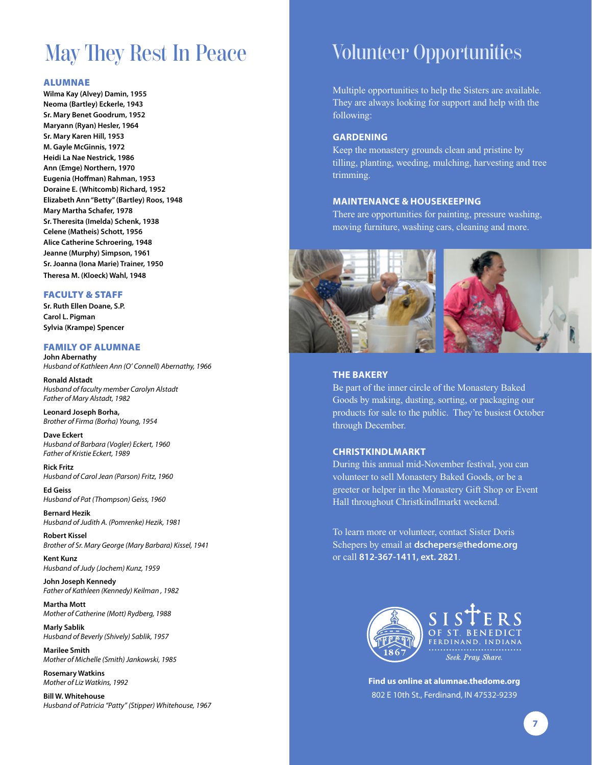# May They Rest In Peace

## ALUMNAE

**Wilma Kay (Alvey) Damin, 1955**
**Neoma (Bartley) Eckerle, 1943**
**Sr. Mary Benet Goodrum, 1952**
**Maryann (Ryan) Hesler, 1964**
**Sr. Mary Karen Hill, 1953**
**M. Gayle McGinnis, 1972**
**Heidi La Nae Nestrick, 1986**
**Ann (Emge) Northern, 1970**
**Eugenia (Hoffman) Rahman, 1953**
**Doraine E. (Whitcomb) Richard, 1952**
**Elizabeth Ann "Betty" (Bartley) Roos, 1948**
**Mary Martha Schafer, 1978**
**Sr. Theresita (Imelda) Schenk, 1938**
**Celene (Matheis) Schott, 1956**
**Alice Catherine Schroering, 1948**
**Jeanne (Murphy) Simpson, 1961**
**Sr. Joanna (Iona Marie) Trainer, 1950**
**Theresa M. (Kloeck) Wahl, 1948**

## FACULTY & STAFF

**Sr. Ruth Ellen Doane, S.P.**
**Carol L. Pigman**
**Sylvia (Krampe) Spencer**

## FAMILY OF ALUMNAE

**John Abernathy**
*Husband of Kathleen Ann (O' Connell) Abernathy, 1966*

**Ronald Alstadt**
*Husband of faculty member Carolyn Alstadt*
*Father of Mary Alstadt, 1982*

**Leonard Joseph Borha,**
*Brother of Firma (Borha) Young, 1954*

**Dave Eckert**
*Husband of Barbara (Vogler) Eckert, 1960*
*Father of Kristie Eckert, 1989*

**Rick Fritz**
*Husband of Carol Jean (Parson) Fritz, 1960*

**Ed Geiss**
*Husband of Pat (Thompson) Geiss, 1960*

**Bernard Hezik**
*Husband of Judith A. (Pomrenke) Hezik, 1981*

**Robert Kissel**
*Brother of Sr. Mary George (Mary Barbara) Kissel, 1941*

**Kent Kunz**
*Husband of Judy (Jochem) Kunz, 1959*

**John Joseph Kennedy**
*Father of Kathleen (Kennedy) Keilman , 1982*

**Martha Mott**
*Mother of Catherine (Mott) Rydberg, 1988*

**Marly Sablik**
*Husband of Beverly (Shively) Sablik, 1957*

**Marilee Smith**
*Mother of Michelle (Smith) Jankowski, 1985*

**Rosemary Watkins**
*Mother of Liz Watkins, 1992*

**Bill W. Whitehouse**
*Husband of Patricia "Patty" (Stipper) Whitehouse, 1967*

# Volunteer Opportunities

Multiple opportunities to help the Sisters are available. They are always looking for support and help with the following:

## GARDENING

Keep the monastery grounds clean and pristine by tilling, planting, weeding, mulching, harvesting and tree trimming.

## MAINTENANCE & HOUSEKEEPING

There are opportunities for painting, pressure washing, moving furniture, washing cars, cleaning and more.

## THE BAKERY

Be part of the inner circle of the Monastery Baked Goods by making, dusting, sorting, or packaging our products for sale to the public. They're busiest October through December.

## CHRISTKINDLMARKT

During this annual mid-November festival, you can volunteer to sell Monastery Baked Goods, or be a greeter or helper in the Monastery Gift Shop or Event Hall throughout Christkindlmarkt weekend.

To learn more or volunteer, contact Sister Doris Schepers by email at **dschepers@thedome.org** or call **812-367-1411, ext. 2821**.

SISTERS OF ST. BENEDICT
FERDINAND, INDIANA
1867
*Seek. Pray. Share.*

**Find us online at alumnae.thedome.org**
802 E 10th St., Ferdinand, IN 47532-9239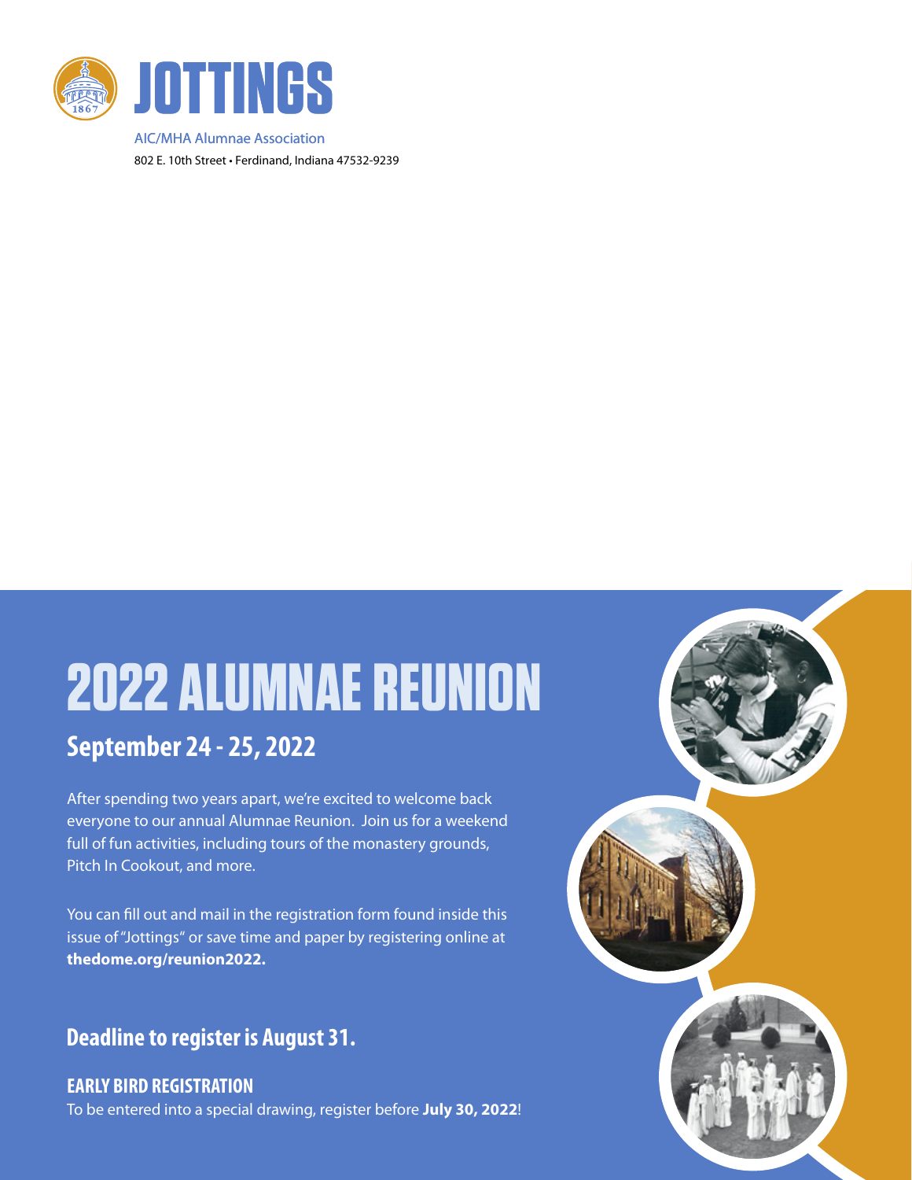# JOTTINGS

AIC/MHA Alumnae Association

802 E. 10th Street • Ferdinand, Indiana 47532-9239

# 2022 ALUMNAE REUNION

## September 24 - 25, 2022

After spending two years apart, we're excited to welcome back everyone to our annual Alumnae Reunion. Join us for a weekend full of fun activities, including tours of the monastery grounds, Pitch In Cookout, and more.

You can fill out and mail in the registration form found inside this issue of "Jottings" or save time and paper by registering online at **thedome.org/reunion2022.**

## Deadline to register is August 31.

### EARLY BIRD REGISTRATION

To be entered into a special drawing, register before **July 30, 2022**!